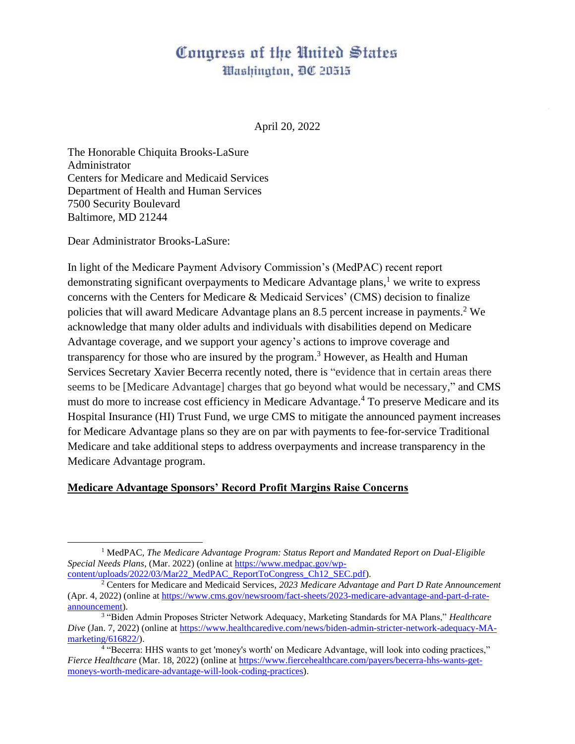# Congress of the United States
Washington, DC 20515

April 20, 2022

The Honorable Chiquita Brooks-LaSure
Administrator
Centers for Medicare and Medicaid Services
Department of Health and Human Services
7500 Security Boulevard
Baltimore, MD 21244

Dear Administrator Brooks-LaSure:

In light of the Medicare Payment Advisory Commission's (MedPAC) recent report demonstrating significant overpayments to Medicare Advantage plans,[1] we write to express concerns with the Centers for Medicare & Medicaid Services' (CMS) decision to finalize policies that will award Medicare Advantage plans an 8.5 percent increase in payments.[2] We acknowledge that many older adults and individuals with disabilities depend on Medicare Advantage coverage, and we support your agency's actions to improve coverage and transparency for those who are insured by the program.[3] However, as Health and Human Services Secretary Xavier Becerra recently noted, there is "evidence that in certain areas there seems to be [Medicare Advantage] charges that go beyond what would be necessary," and CMS must do more to increase cost efficiency in Medicare Advantage.[4] To preserve Medicare and its Hospital Insurance (HI) Trust Fund, we urge CMS to mitigate the announced payment increases for Medicare Advantage plans so they are on par with payments to fee-for-service Traditional Medicare and take additional steps to address overpayments and increase transparency in the Medicare Advantage program.

**<u>Medicare Advantage Sponsors' Record Profit Margins Raise Concerns</u>**

---

[1] MedPAC, *The Medicare Advantage Program: Status Report and Mandated Report on Dual-Eligible Special Needs Plans*, (Mar. 2022) (online at https://www.medpac.gov/wp-content/uploads/2022/03/Mar22_MedPAC_ReportToCongress_Ch12_SEC.pdf).

[2] Centers for Medicare and Medicaid Services, *2023 Medicare Advantage and Part D Rate Announcement* (Apr. 4, 2022) (online at https://www.cms.gov/newsroom/fact-sheets/2023-medicare-advantage-and-part-d-rate-announcement).

[3] "Biden Admin Proposes Stricter Network Adequacy, Marketing Standards for MA Plans," *Healthcare Dive* (Jan. 7, 2022) (online at https://www.healthcaredive.com/news/biden-admin-stricter-network-adequacy-MA-marketing/616822/).

[4] "Becerra: HHS wants to get 'money's worth' on Medicare Advantage, will look into coding practices," *Fierce Healthcare* (Mar. 18, 2022) (online at https://www.fiercehealthcare.com/payers/becerra-hhs-wants-get-moneys-worth-medicare-advantage-will-look-coding-practices).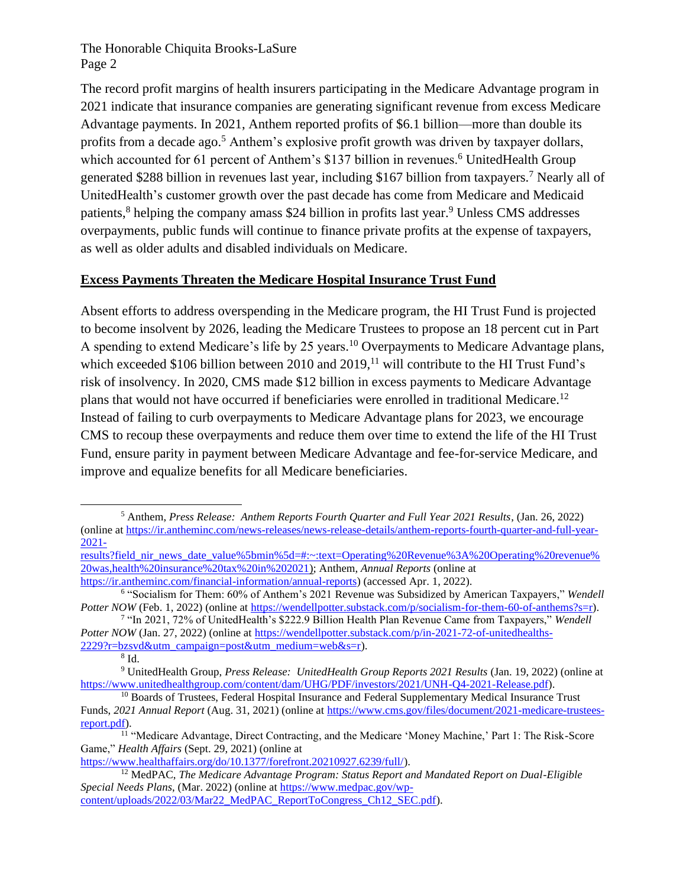The record profit margins of health insurers participating in the Medicare Advantage program in 2021 indicate that insurance companies are generating significant revenue from excess Medicare Advantage payments. In 2021, Anthem reported profits of $6.1 billion—more than double its profits from a decade ago.[5] Anthem's explosive profit growth was driven by taxpayer dollars, which accounted for 61 percent of Anthem's $137 billion in revenues.[6] UnitedHealth Group generated $288 billion in revenues last year, including $167 billion from taxpayers.[7] Nearly all of UnitedHealth's customer growth over the past decade has come from Medicare and Medicaid patients,[8] helping the company amass $24 billion in profits last year.[9] Unless CMS addresses overpayments, public funds will continue to finance private profits at the expense of taxpayers, as well as older adults and disabled individuals on Medicare.

## **Excess Payments Threaten the Medicare Hospital Insurance Trust Fund**

Absent efforts to address overspending in the Medicare program, the HI Trust Fund is projected to become insolvent by 2026, leading the Medicare Trustees to propose an 18 percent cut in Part A spending to extend Medicare's life by 25 years.[10] Overpayments to Medicare Advantage plans, which exceeded $106 billion between 2010 and 2019,[11] will contribute to the HI Trust Fund's risk of insolvency. In 2020, CMS made $12 billion in excess payments to Medicare Advantage plans that would not have occurred if beneficiaries were enrolled in traditional Medicare.[12] Instead of failing to curb overpayments to Medicare Advantage plans for 2023, we encourage CMS to recoup these overpayments and reduce them over time to extend the life of the HI Trust Fund, ensure parity in payment between Medicare Advantage and fee-for-service Medicare, and improve and equalize benefits for all Medicare beneficiaries.

---

[5] Anthem, *Press Release: Anthem Reports Fourth Quarter and Full Year 2021 Results*, (Jan. 26, 2022) (online at https://ir.antheminc.com/news-releases/news-release-details/anthem-reports-fourth-quarter-and-full-year-2021-results?field_nir_news_date_value%5bmin%5d=#:~:text=Operating%20Revenue%3A%20Operating%20revenue%20was,health%20insurance%20tax%20in%202021); Anthem, *Annual Reports* (online at https://ir.antheminc.com/financial-information/annual-reports) (accessed Apr. 1, 2022).

[6] "Socialism for Them: 60% of Anthem's 2021 Revenue was Subsidized by American Taxpayers," *Wendell Potter NOW* (Feb. 1, 2022) (online at https://wendellpotter.substack.com/p/socialism-for-them-60-of-anthems?s=r).

[7] "In 2021, 72% of UnitedHealth's $222.9 Billion Health Plan Revenue Came from Taxpayers," *Wendell Potter NOW* (Jan. 27, 2022) (online at https://wendellpotter.substack.com/p/in-2021-72-of-unitedhealths-2229?r=bzsvd&utm_campaign=post&utm_medium=web&s=r).

[8] Id.

[9] UnitedHealth Group, *Press Release: UnitedHealth Group Reports 2021 Results* (Jan. 19, 2022) (online at https://www.unitedhealthgroup.com/content/dam/UHG/PDF/investors/2021/UNH-Q4-2021-Release.pdf).

[10] Boards of Trustees, Federal Hospital Insurance and Federal Supplementary Medical Insurance Trust Funds, *2021 Annual Report* (Aug. 31, 2021) (online at https://www.cms.gov/files/document/2021-medicare-trustees-report.pdf).

[11] "Medicare Advantage, Direct Contracting, and the Medicare 'Money Machine,' Part 1: The Risk-Score Game," *Health Affairs* (Sept. 29, 2021) (online at https://www.healthaffairs.org/do/10.1377/forefront.20210927.6239/full/).

[12] MedPAC, *The Medicare Advantage Program: Status Report and Mandated Report on Dual-Eligible Special Needs Plans*, (Mar. 2022) (online at https://www.medpac.gov/wp-content/uploads/2022/03/Mar22_MedPAC_ReportToCongress_Ch12_SEC.pdf).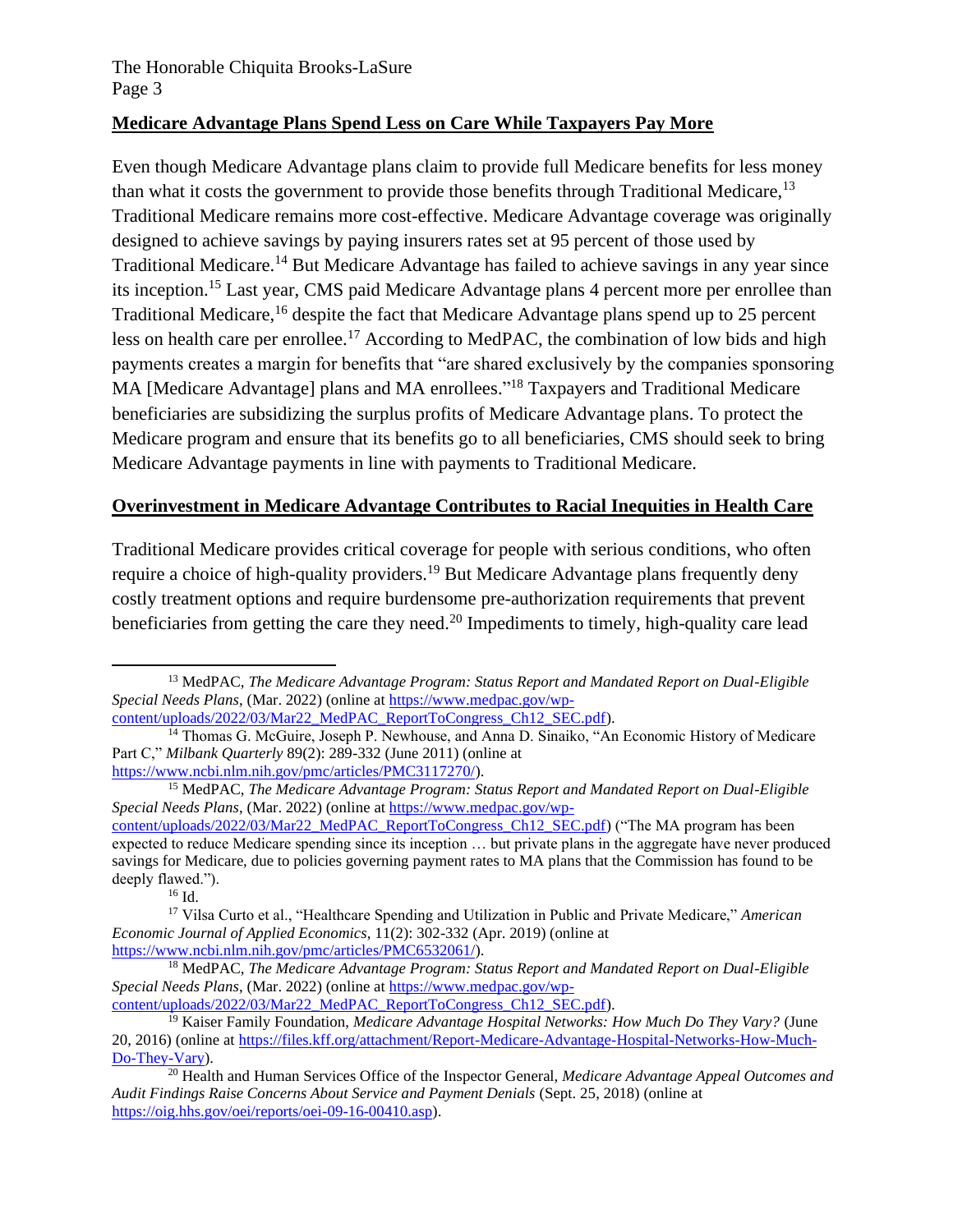**Medicare Advantage Plans Spend Less on Care While Taxpayers Pay More**

Even though Medicare Advantage plans claim to provide full Medicare benefits for less money than what it costs the government to provide those benefits through Traditional Medicare,[13] Traditional Medicare remains more cost-effective. Medicare Advantage coverage was originally designed to achieve savings by paying insurers rates set at 95 percent of those used by Traditional Medicare.[14] But Medicare Advantage has failed to achieve savings in any year since its inception.[15] Last year, CMS paid Medicare Advantage plans 4 percent more per enrollee than Traditional Medicare,[16] despite the fact that Medicare Advantage plans spend up to 25 percent less on health care per enrollee.[17] According to MedPAC, the combination of low bids and high payments creates a margin for benefits that "are shared exclusively by the companies sponsoring MA [Medicare Advantage] plans and MA enrollees."[18] Taxpayers and Traditional Medicare beneficiaries are subsidizing the surplus profits of Medicare Advantage plans. To protect the Medicare program and ensure that its benefits go to all beneficiaries, CMS should seek to bring Medicare Advantage payments in line with payments to Traditional Medicare.

**Overinvestment in Medicare Advantage Contributes to Racial Inequities in Health Care**

Traditional Medicare provides critical coverage for people with serious conditions, who often require a choice of high-quality providers.[19] But Medicare Advantage plans frequently deny costly treatment options and require burdensome pre-authorization requirements that prevent beneficiaries from getting the care they need.[20] Impediments to timely, high-quality care lead

---

[13] MedPAC, *The Medicare Advantage Program: Status Report and Mandated Report on Dual-Eligible Special Needs Plans*, (Mar. 2022) (online at https://www.medpac.gov/wp-content/uploads/2022/03/Mar22_MedPAC_ReportToCongress_Ch12_SEC.pdf).

[14] Thomas G. McGuire, Joseph P. Newhouse, and Anna D. Sinaiko, "An Economic History of Medicare Part C," *Milbank Quarterly* 89(2): 289-332 (June 2011) (online at https://www.ncbi.nlm.nih.gov/pmc/articles/PMC3117270/).

[15] MedPAC, *The Medicare Advantage Program: Status Report and Mandated Report on Dual-Eligible Special Needs Plans*, (Mar. 2022) (online at https://www.medpac.gov/wp-content/uploads/2022/03/Mar22_MedPAC_ReportToCongress_Ch12_SEC.pdf) ("The MA program has been expected to reduce Medicare spending since its inception … but private plans in the aggregate have never produced savings for Medicare, due to policies governing payment rates to MA plans that the Commission has found to be deeply flawed.").

[16] Id.

[17] Vilsa Curto et al., "Healthcare Spending and Utilization in Public and Private Medicare," *American Economic Journal of Applied Economics*, 11(2): 302-332 (Apr. 2019) (online at https://www.ncbi.nlm.nih.gov/pmc/articles/PMC6532061/).

[18] MedPAC, *The Medicare Advantage Program: Status Report and Mandated Report on Dual-Eligible Special Needs Plans*, (Mar. 2022) (online at https://www.medpac.gov/wp-content/uploads/2022/03/Mar22_MedPAC_ReportToCongress_Ch12_SEC.pdf).

[19] Kaiser Family Foundation, *Medicare Advantage Hospital Networks: How Much Do They Vary?* (June 20, 2016) (online at https://files.kff.org/attachment/Report-Medicare-Advantage-Hospital-Networks-How-Much-Do-They-Vary).

[20] Health and Human Services Office of the Inspector General, *Medicare Advantage Appeal Outcomes and Audit Findings Raise Concerns About Service and Payment Denials* (Sept. 25, 2018) (online at https://oig.hhs.gov/oei/reports/oei-09-16-00410.asp).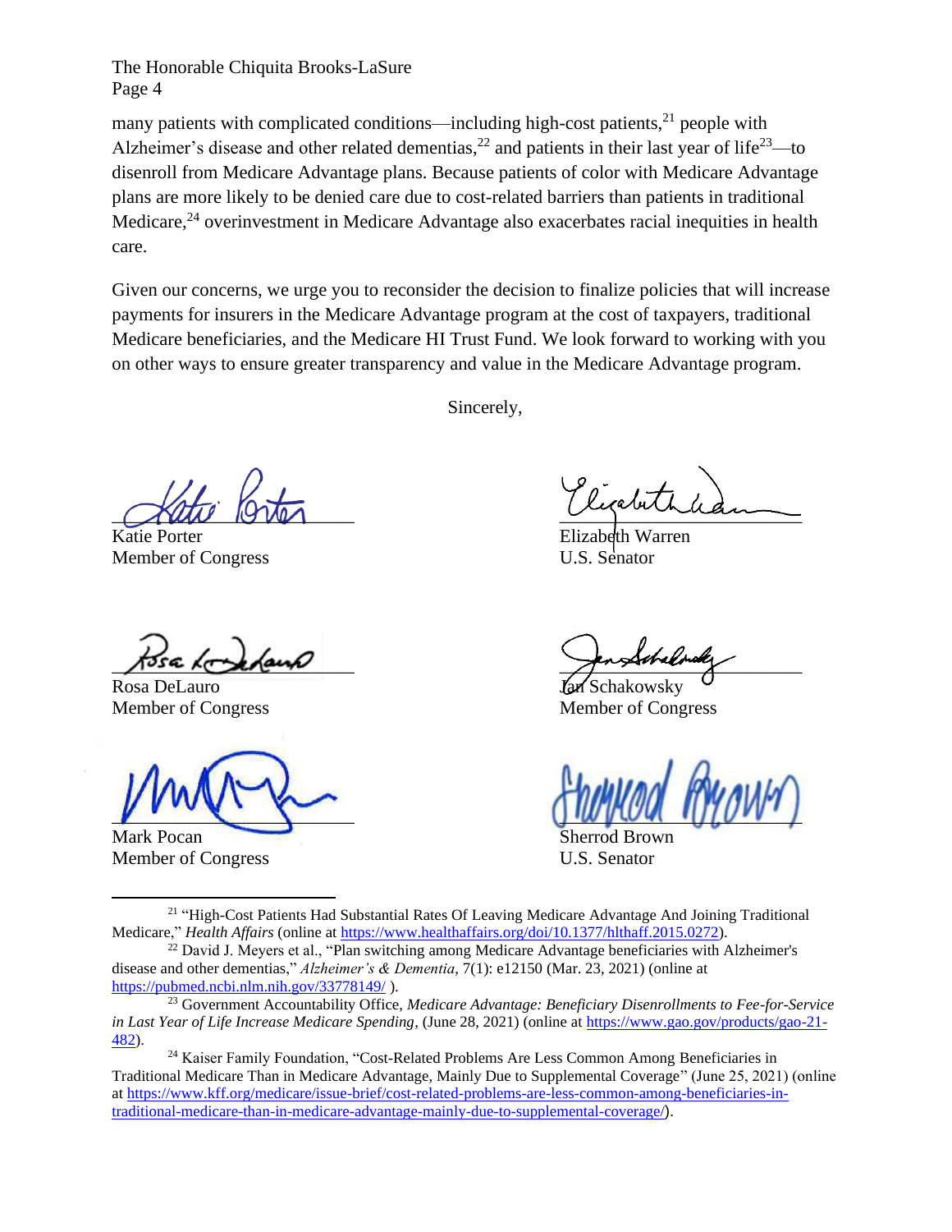many patients with complicated conditions—including high-cost patients,[21] people with Alzheimer's disease and other related dementias,[22] and patients in their last year of life[23]—to disenroll from Medicare Advantage plans. Because patients of color with Medicare Advantage plans are more likely to be denied care due to cost-related barriers than patients in traditional Medicare,[24] overinvestment in Medicare Advantage also exacerbates racial inequities in health care.

Given our concerns, we urge you to reconsider the decision to finalize policies that will increase payments for insurers in the Medicare Advantage program at the cost of taxpayers, traditional Medicare beneficiaries, and the Medicare HI Trust Fund. We look forward to working with you on other ways to ensure greater transparency and value in the Medicare Advantage program.

Sincerely,

Katie Porter
Member of Congress

Elizabeth Warren
U.S. Senator

Rosa DeLauro
Member of Congress

Jan Schakowsky
Member of Congress

Mark Pocan
Member of Congress

Sherrod Brown
U.S. Senator

---

[21] "High-Cost Patients Had Substantial Rates Of Leaving Medicare Advantage And Joining Traditional Medicare," *Health Affairs* (online at https://www.healthaffairs.org/doi/10.1377/hlthaff.2015.0272).

[22] David J. Meyers et al., "Plan switching among Medicare Advantage beneficiaries with Alzheimer's disease and other dementias," *Alzheimer's & Dementia*, 7(1): e12150 (Mar. 23, 2021) (online at https://pubmed.ncbi.nlm.nih.gov/33778149/ ).

[23] Government Accountability Office, *Medicare Advantage: Beneficiary Disenrollments to Fee-for-Service in Last Year of Life Increase Medicare Spending*, (June 28, 2021) (online at https://www.gao.gov/products/gao-21-482).

[24] Kaiser Family Foundation, "Cost-Related Problems Are Less Common Among Beneficiaries in Traditional Medicare Than in Medicare Advantage, Mainly Due to Supplemental Coverage" (June 25, 2021) (online at https://www.kff.org/medicare/issue-brief/cost-related-problems-are-less-common-among-beneficiaries-in-traditional-medicare-than-in-medicare-advantage-mainly-due-to-supplemental-coverage/).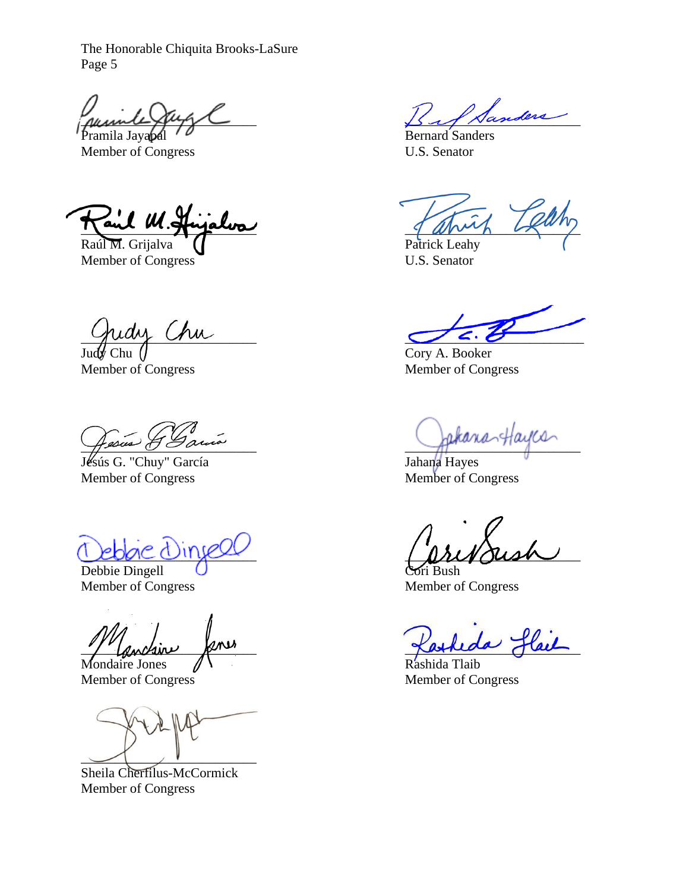Pramila Jayapal
Member of Congress

Raúl M. Grijalva
Member of Congress

Judy Chu
Member of Congress

Jesús G. "Chuy" García
Member of Congress

Debbie Dingell
Member of Congress

Mondaire Jones
Member of Congress

Sheila Cherfilus-McCormick
Member of Congress

Bernard Sanders
U.S. Senator

Patrick Leahy
U.S. Senator

Cory A. Booker
Member of Congress

Jahana Hayes
Member of Congress

Cori Bush
Member of Congress

Rashida Tlaib
Member of Congress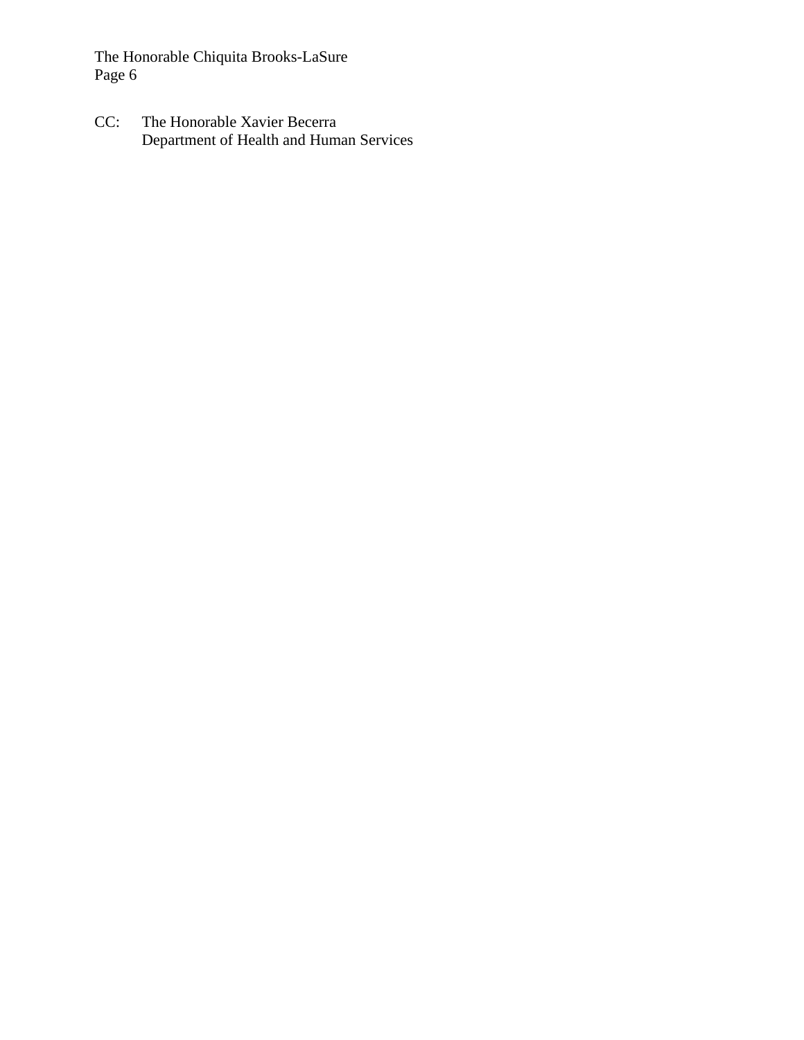CC: The Honorable Xavier Becerra
Department of Health and Human Services